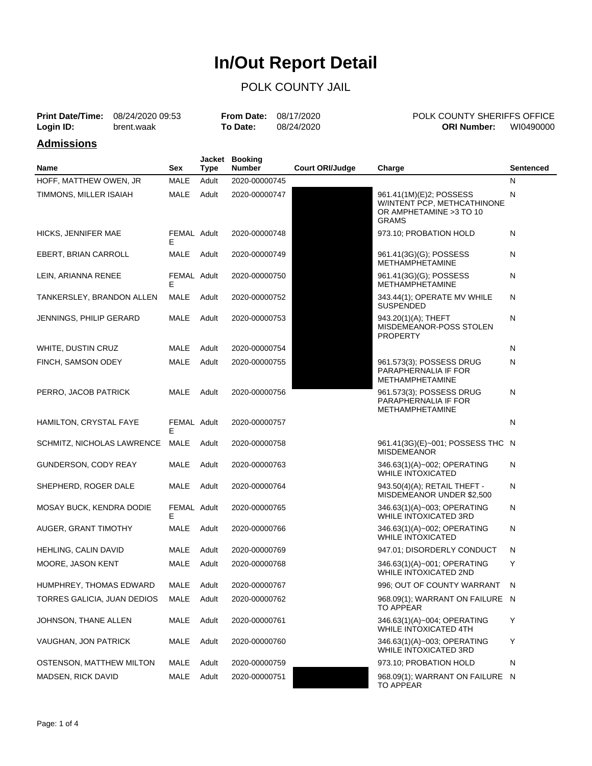# In/Out Report Detail

POLK COUNTY JAIL

**Print Date/Time:** 08/24/2020 09:53 **From Date:** 08/17/2020 POLK COUNTY SHERIFFS OFFICE
**Login ID:** brent.waak **To Date:** 08/24/2020 **ORI Number:** WI0490000

## Admissions

| Name | Sex | Jacket Type | Booking Number | Court ORI/Judge | Charge | Sentenced |
|---|---|---|---|---|---|---|
| HOFF, MATTHEW OWEN, JR | MALE | Adult | 2020-00000745 | | | N |
| TIMMONS, MILLER ISAIAH | MALE | Adult | 2020-00000747 | | 961.41(1M)(E)2; POSSESS W/INTENT PCP, METHCATHINONE OR AMPHETAMINE >3 TO 10 GRAMS | N |
| HICKS, JENNIFER MAE | FEMALE | Adult | 2020-00000748 | | 973.10; PROBATION HOLD | N |
| EBERT, BRIAN CARROLL | MALE | Adult | 2020-00000749 | | 961.41(3G)(G); POSSESS METHAMPHETAMINE | N |
| LEIN, ARIANNA RENEE | FEMALE | Adult | 2020-00000750 | | 961.41(3G)(G); POSSESS METHAMPHETAMINE | N |
| TANKERSLEY, BRANDON ALLEN | MALE | Adult | 2020-00000752 | | 343.44(1); OPERATE MV WHILE SUSPENDED | N |
| JENNINGS, PHILIP GERARD | MALE | Adult | 2020-00000753 | | 943.20(1)(A); THEFT MISDEMEANOR-POSS STOLEN PROPERTY | N |
| WHITE, DUSTIN CRUZ | MALE | Adult | 2020-00000754 | | | N |
| FINCH, SAMSON ODEY | MALE | Adult | 2020-00000755 | | 961.573(3); POSSESS DRUG PARAPHERNALIA IF FOR METHAMPHETAMINE | N |
| PERRO, JACOB PATRICK | MALE | Adult | 2020-00000756 | | 961.573(3); POSSESS DRUG PARAPHERNALIA IF FOR METHAMPHETAMINE | N |
| HAMILTON, CRYSTAL FAYE | FEMALE | Adult | 2020-00000757 | | | N |
| SCHMITZ, NICHOLAS LAWRENCE | MALE | Adult | 2020-00000758 | | 961.41(3G)(E)~001; POSSESS THC MISDEMEANOR | N |
| GUNDERSON, CODY REAY | MALE | Adult | 2020-00000763 | | 346.63(1)(A)~002; OPERATING WHILE INTOXICATED | N |
| SHEPHERD, ROGER DALE | MALE | Adult | 2020-00000764 | | 943.50(4)(A); RETAIL THEFT - MISDEMEANOR UNDER $2,500 | N |
| MOSAY BUCK, KENDRA DODIE | FEMALE | Adult | 2020-00000765 | | 346.63(1)(A)~003; OPERATING WHILE INTOXICATED 3RD | N |
| AUGER, GRANT TIMOTHY | MALE | Adult | 2020-00000766 | | 346.63(1)(A)~002; OPERATING WHILE INTOXICATED | N |
| HEHLING, CALIN DAVID | MALE | Adult | 2020-00000769 | | 947.01; DISORDERLY CONDUCT | N |
| MOORE, JASON KENT | MALE | Adult | 2020-00000768 | | 346.63(1)(A)~001; OPERATING WHILE INTOXICATED 2ND | Y |
| HUMPHREY, THOMAS EDWARD | MALE | Adult | 2020-00000767 | | 996; OUT OF COUNTY WARRANT | N |
| TORRES GALICIA, JUAN DEDIOS | MALE | Adult | 2020-00000762 | | 968.09(1); WARRANT ON FAILURE TO APPEAR | N |
| JOHNSON, THANE ALLEN | MALE | Adult | 2020-00000761 | | 346.63(1)(A)~004; OPERATING WHILE INTOXICATED 4TH | Y |
| VAUGHAN, JON PATRICK | MALE | Adult | 2020-00000760 | | 346.63(1)(A)~003; OPERATING WHILE INTOXICATED 3RD | Y |
| OSTENSON, MATTHEW MILTON | MALE | Adult | 2020-00000759 | | 973.10; PROBATION HOLD | N |
| MADSEN, RICK DAVID | MALE | Adult | 2020-00000751 | | 968.09(1); WARRANT ON FAILURE TO APPEAR | N |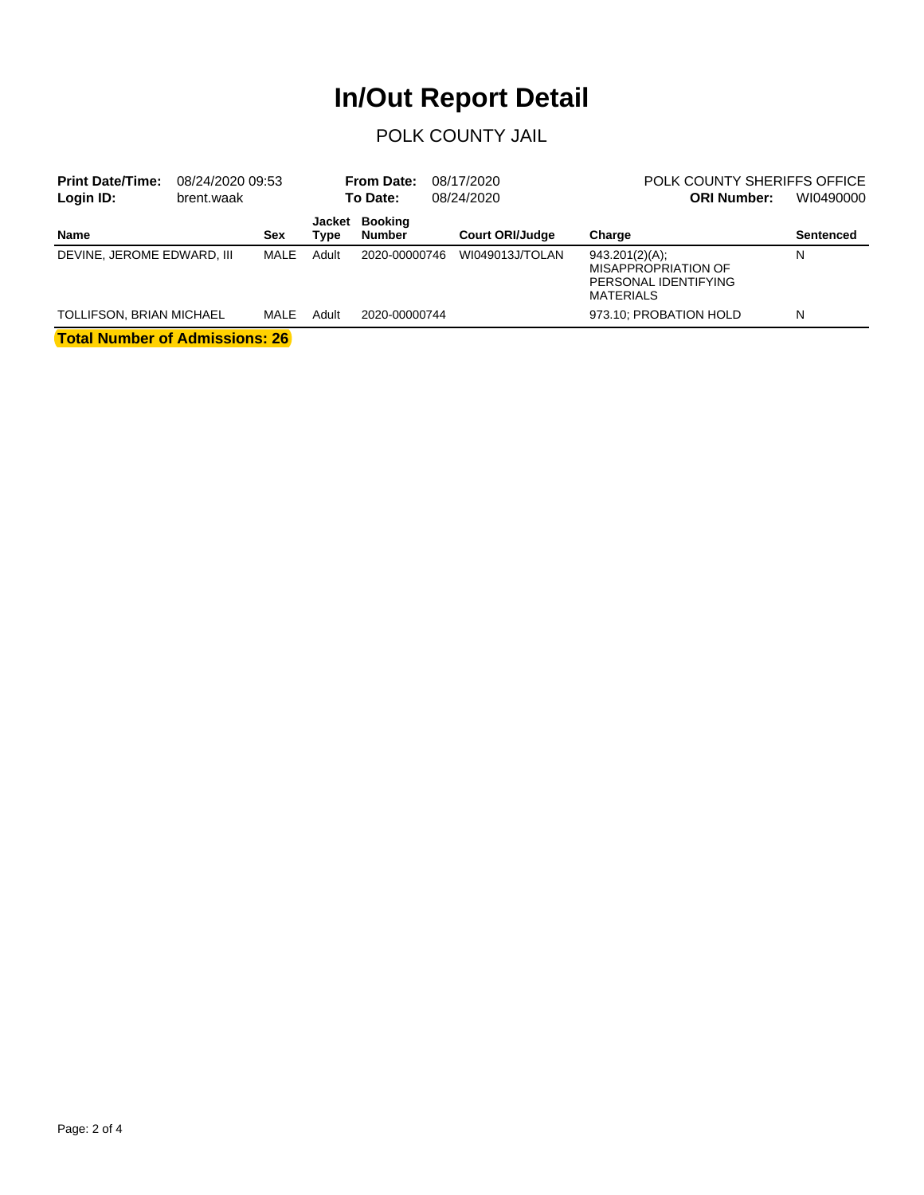# In/Out Report Detail

POLK COUNTY JAIL

**Print Date/Time:** 08/24/2020 09:53
**Login ID:** brent.waak

**From Date:** 08/17/2020
**To Date:** 08/24/2020

POLK COUNTY SHERIFFS OFFICE
**ORI Number:** WI0490000

| Name | Sex | Jacket Type | Booking Number | Court ORI/Judge | Charge | Sentenced |
|---|---|---|---|---|---|---|
| DEVINE, JEROME EDWARD, III | MALE | Adult | 2020-00000746 | WI049013J/TOLAN | 943.201(2)(A); MISAPPROPRIATION OF PERSONAL IDENTIFYING MATERIALS | N |
| TOLLIFSON, BRIAN MICHAEL | MALE | Adult | 2020-00000744 | | 973.10; PROBATION HOLD | N |

**Total Number of Admissions: 26**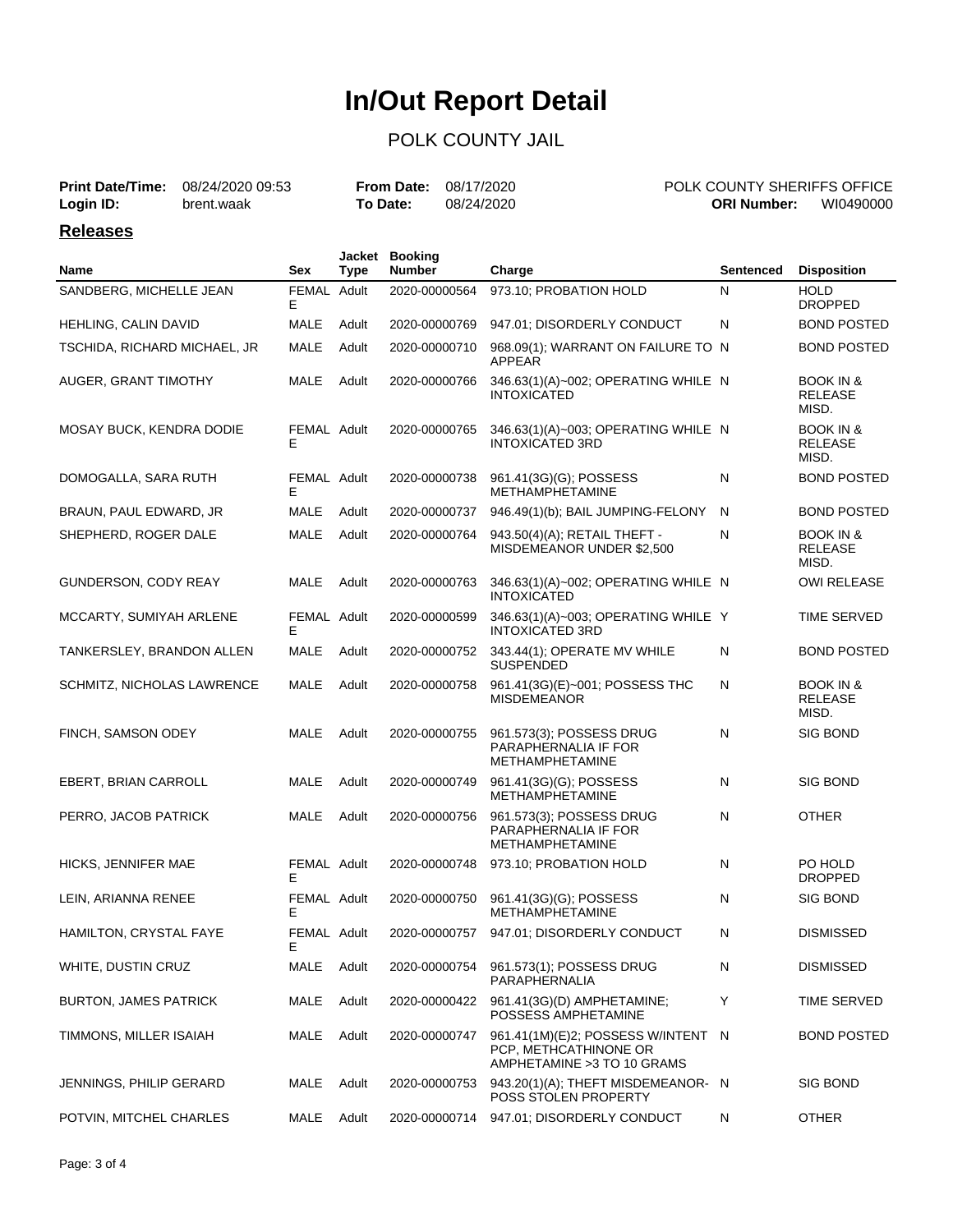# In/Out Report Detail

## POLK COUNTY JAIL

**Print Date/Time:** 08/24/2020 09:53 **From Date:** 08/17/2020 POLK COUNTY SHERIFFS OFFICE
**Login ID:** brent.waak **To Date:** 08/24/2020 **ORI Number:** WI0490000

### Releases

| Name | Sex | Jacket Type | Booking Number | Charge | Sentenced | Disposition |
|---|---|---|---|---|---|---|
| SANDBERG, MICHELLE JEAN | FEMALE | Adult | 2020-00000564 | 973.10; PROBATION HOLD | N | HOLD DROPPED |
| HEHLING, CALIN DAVID | MALE | Adult | 2020-00000769 | 947.01; DISORDERLY CONDUCT | N | BOND POSTED |
| TSCHIDA, RICHARD MICHAEL, JR | MALE | Adult | 2020-00000710 | 968.09(1); WARRANT ON FAILURE TO APPEAR | N | BOND POSTED |
| AUGER, GRANT TIMOTHY | MALE | Adult | 2020-00000766 | 346.63(1)(A)~002; OPERATING WHILE INTOXICATED | N | BOOK IN & RELEASE MISD. |
| MOSAY BUCK, KENDRA DODIE | FEMALE | Adult | 2020-00000765 | 346.63(1)(A)~003; OPERATING WHILE INTOXICATED 3RD | N | BOOK IN & RELEASE MISD. |
| DOMOGALLA, SARA RUTH | FEMALE | Adult | 2020-00000738 | 961.41(3G)(G); POSSESS METHAMPHETAMINE | N | BOND POSTED |
| BRAUN, PAUL EDWARD, JR | MALE | Adult | 2020-00000737 | 946.49(1)(b); BAIL JUMPING-FELONY | N | BOND POSTED |
| SHEPHERD, ROGER DALE | MALE | Adult | 2020-00000764 | 943.50(4)(A); RETAIL THEFT - MISDEMEANOR UNDER $2,500 | N | BOOK IN & RELEASE MISD. |
| GUNDERSON, CODY REAY | MALE | Adult | 2020-00000763 | 346.63(1)(A)~002; OPERATING WHILE INTOXICATED | N | OWI RELEASE |
| MCCARTY, SUMIYAH ARLENE | FEMALE | Adult | 2020-00000599 | 346.63(1)(A)~003; OPERATING WHILE INTOXICATED 3RD | Y | TIME SERVED |
| TANKERSLEY, BRANDON ALLEN | MALE | Adult | 2020-00000752 | 343.44(1); OPERATE MV WHILE SUSPENDED | N | BOND POSTED |
| SCHMITZ, NICHOLAS LAWRENCE | MALE | Adult | 2020-00000758 | 961.41(3G)(E)~001; POSSESS THC MISDEMEANOR | N | BOOK IN & RELEASE MISD. |
| FINCH, SAMSON ODEY | MALE | Adult | 2020-00000755 | 961.573(3); POSSESS DRUG PARAPHERNALIA IF FOR METHAMPHETAMINE | N | SIG BOND |
| EBERT, BRIAN CARROLL | MALE | Adult | 2020-00000749 | 961.41(3G)(G); POSSESS METHAMPHETAMINE | N | SIG BOND |
| PERRO, JACOB PATRICK | MALE | Adult | 2020-00000756 | 961.573(3); POSSESS DRUG PARAPHERNALIA IF FOR METHAMPHETAMINE | N | OTHER |
| HICKS, JENNIFER MAE | FEMALE | Adult | 2020-00000748 | 973.10; PROBATION HOLD | N | PO HOLD DROPPED |
| LEIN, ARIANNA RENEE | FEMALE | Adult | 2020-00000750 | 961.41(3G)(G); POSSESS METHAMPHETAMINE | N | SIG BOND |
| HAMILTON, CRYSTAL FAYE | FEMALE | Adult | 2020-00000757 | 947.01; DISORDERLY CONDUCT | N | DISMISSED |
| WHITE, DUSTIN CRUZ | MALE | Adult | 2020-00000754 | 961.573(1); POSSESS DRUG PARAPHERNALIA | N | DISMISSED |
| BURTON, JAMES PATRICK | MALE | Adult | 2020-00000422 | 961.41(3G)(D) AMPHETAMINE; POSSESS AMPHETAMINE | Y | TIME SERVED |
| TIMMONS, MILLER ISAIAH | MALE | Adult | 2020-00000747 | 961.41(1M)(E)2; POSSESS W/INTENT PCP, METHCATHINONE OR AMPHETAMINE >3 TO 10 GRAMS | N | BOND POSTED |
| JENNINGS, PHILIP GERARD | MALE | Adult | 2020-00000753 | 943.20(1)(A); THEFT MISDEMEANOR-POSS STOLEN PROPERTY | N | SIG BOND |
| POTVIN, MITCHEL CHARLES | MALE | Adult | 2020-00000714 | 947.01; DISORDERLY CONDUCT | N | OTHER |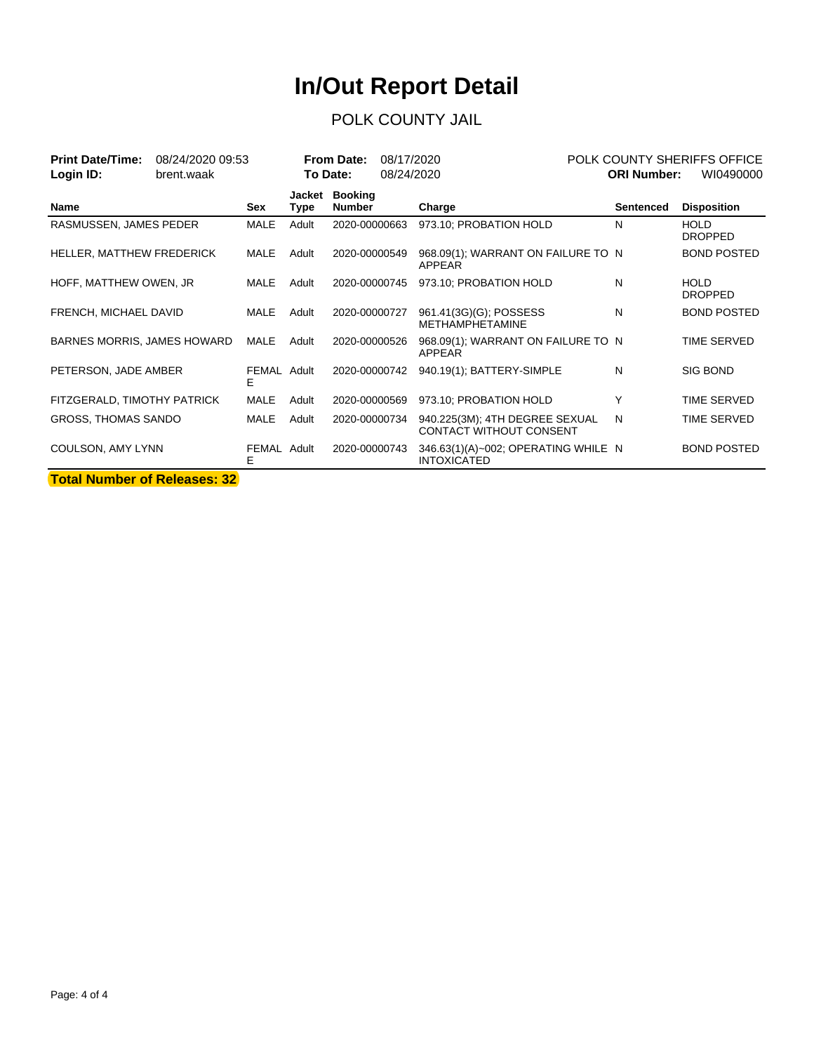# In/Out Report Detail

## POLK COUNTY JAIL

**Print Date/Time:** 08/24/2020 09:53
**Login ID:** brent.waak

**From Date:** 08/17/2020
**To Date:** 08/24/2020

POLK COUNTY SHERIFFS OFFICE
**ORI Number:** WI0490000

| Name | Sex | Jacket Type | Booking Number | Charge | Sentenced | Disposition |
|---|---|---|---|---|---|---|
| RASMUSSEN, JAMES PEDER | MALE | Adult | 2020-00000663 | 973.10; PROBATION HOLD | N | HOLD DROPPED |
| HELLER, MATTHEW FREDERICK | MALE | Adult | 2020-00000549 | 968.09(1); WARRANT ON FAILURE TO APPEAR | N | BOND POSTED |
| HOFF, MATTHEW OWEN, JR | MALE | Adult | 2020-00000745 | 973.10; PROBATION HOLD | N | HOLD DROPPED |
| FRENCH, MICHAEL DAVID | MALE | Adult | 2020-00000727 | 961.41(3G)(G); POSSESS METHAMPHETAMINE | N | BOND POSTED |
| BARNES MORRIS, JAMES HOWARD | MALE | Adult | 2020-00000526 | 968.09(1); WARRANT ON FAILURE TO APPEAR | N | TIME SERVED |
| PETERSON, JADE AMBER | FEMALE | Adult | 2020-00000742 | 940.19(1); BATTERY-SIMPLE | N | SIG BOND |
| FITZGERALD, TIMOTHY PATRICK | MALE | Adult | 2020-00000569 | 973.10; PROBATION HOLD | Y | TIME SERVED |
| GROSS, THOMAS SANDO | MALE | Adult | 2020-00000734 | 940.225(3M); 4TH DEGREE SEXUAL CONTACT WITHOUT CONSENT | N | TIME SERVED |
| COULSON, AMY LYNN | FEMALE | Adult | 2020-00000743 | 346.63(1)(A)~002; OPERATING WHILE INTOXICATED | N | BOND POSTED |

**Total Number of Releases: 32**